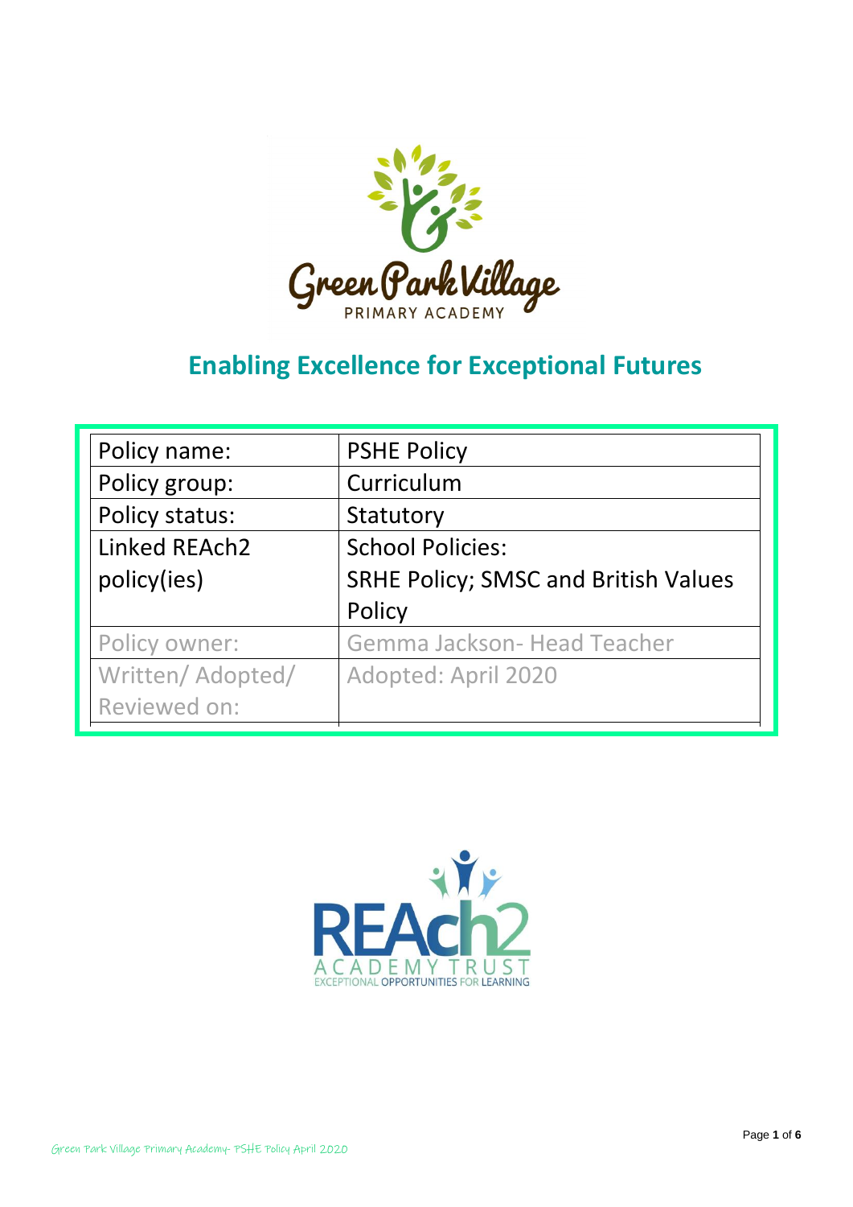Green Park Village
PRIMARY ACADEMY

## Enabling Excellence for Exceptional Futures

| Policy name: | PSHE Policy |
|---|---|
| Policy group: | Curriculum |
| Policy status: | Statutory |
| Linked REAch2 policy(ies) | School Policies: SRHE Policy; SMSC and British Values Policy |
| Policy owner: | Gemma Jackson- Head Teacher |
| Written/ Adopted/ Reviewed on: | Adopted: April 2020 |

REAch2
ACADEMY TRUST
EXCEPTIONAL OPPORTUNITIES FOR LEARNING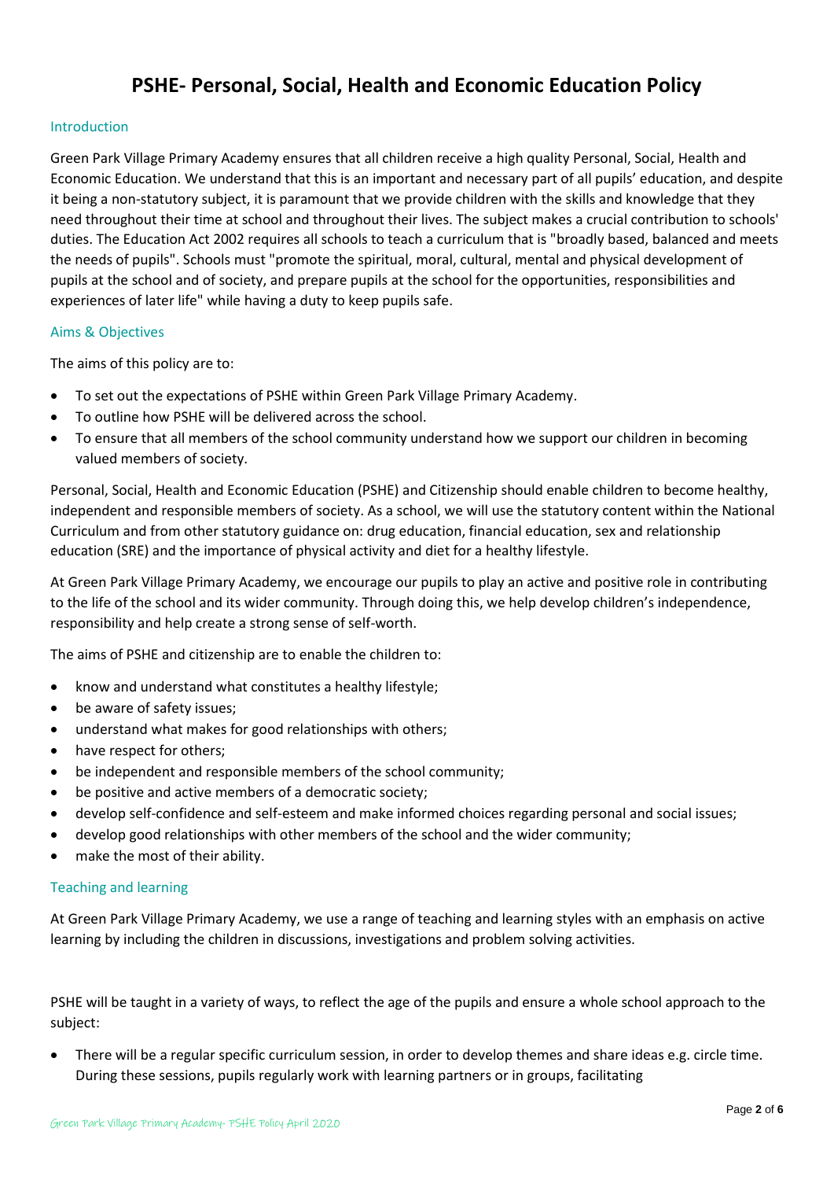# PSHE- Personal, Social, Health and Economic Education Policy

## Introduction

Green Park Village Primary Academy ensures that all children receive a high quality Personal, Social, Health and Economic Education. We understand that this is an important and necessary part of all pupils' education, and despite it being a non-statutory subject, it is paramount that we provide children with the skills and knowledge that they need throughout their time at school and throughout their lives. The subject makes a crucial contribution to schools' duties. The Education Act 2002 requires all schools to teach a curriculum that is "broadly based, balanced and meets the needs of pupils". Schools must "promote the spiritual, moral, cultural, mental and physical development of pupils at the school and of society, and prepare pupils at the school for the opportunities, responsibilities and experiences of later life" while having a duty to keep pupils safe.

## Aims & Objectives

The aims of this policy are to:

- To set out the expectations of PSHE within Green Park Village Primary Academy.
- To outline how PSHE will be delivered across the school.
- To ensure that all members of the school community understand how we support our children in becoming valued members of society.

Personal, Social, Health and Economic Education (PSHE) and Citizenship should enable children to become healthy, independent and responsible members of society. As a school, we will use the statutory content within the National Curriculum and from other statutory guidance on: drug education, financial education, sex and relationship education (SRE) and the importance of physical activity and diet for a healthy lifestyle.

At Green Park Village Primary Academy, we encourage our pupils to play an active and positive role in contributing to the life of the school and its wider community. Through doing this, we help develop children's independence, responsibility and help create a strong sense of self-worth.

The aims of PSHE and citizenship are to enable the children to:

- know and understand what constitutes a healthy lifestyle;
- be aware of safety issues;
- understand what makes for good relationships with others;
- have respect for others;
- be independent and responsible members of the school community;
- be positive and active members of a democratic society;
- develop self-confidence and self-esteem and make informed choices regarding personal and social issues;
- develop good relationships with other members of the school and the wider community;
- make the most of their ability.

## Teaching and learning

At Green Park Village Primary Academy, we use a range of teaching and learning styles with an emphasis on active learning by including the children in discussions, investigations and problem solving activities.

PSHE will be taught in a variety of ways, to reflect the age of the pupils and ensure a whole school approach to the subject:

- There will be a regular specific curriculum session, in order to develop themes and share ideas e.g. circle time. During these sessions, pupils regularly work with learning partners or in groups, facilitating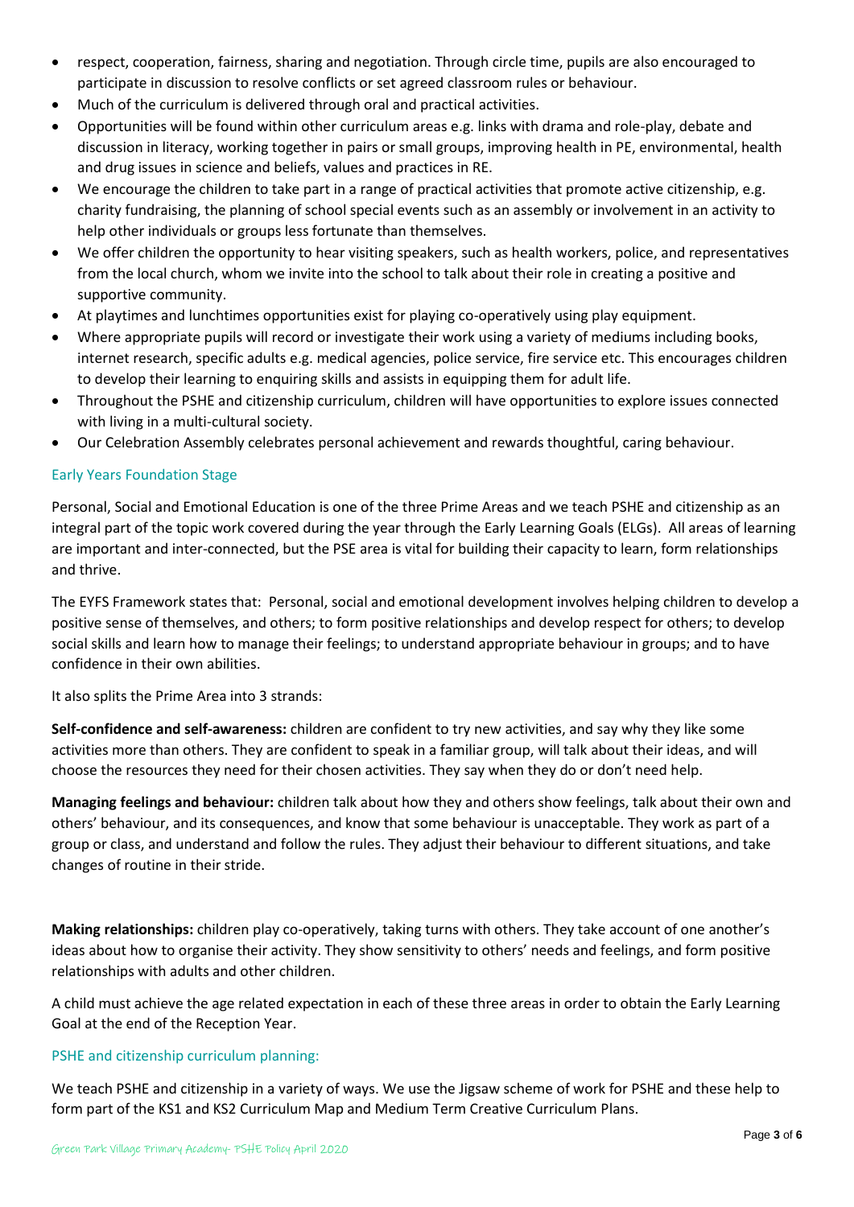- respect, cooperation, fairness, sharing and negotiation. Through circle time, pupils are also encouraged to participate in discussion to resolve conflicts or set agreed classroom rules or behaviour.
- Much of the curriculum is delivered through oral and practical activities.
- Opportunities will be found within other curriculum areas e.g. links with drama and role-play, debate and discussion in literacy, working together in pairs or small groups, improving health in PE, environmental, health and drug issues in science and beliefs, values and practices in RE.
- We encourage the children to take part in a range of practical activities that promote active citizenship, e.g. charity fundraising, the planning of school special events such as an assembly or involvement in an activity to help other individuals or groups less fortunate than themselves.
- We offer children the opportunity to hear visiting speakers, such as health workers, police, and representatives from the local church, whom we invite into the school to talk about their role in creating a positive and supportive community.
- At playtimes and lunchtimes opportunities exist for playing co-operatively using play equipment.
- Where appropriate pupils will record or investigate their work using a variety of mediums including books, internet research, specific adults e.g. medical agencies, police service, fire service etc. This encourages children to develop their learning to enquiring skills and assists in equipping them for adult life.
- Throughout the PSHE and citizenship curriculum, children will have opportunities to explore issues connected with living in a multi-cultural society.
- Our Celebration Assembly celebrates personal achievement and rewards thoughtful, caring behaviour.

### Early Years Foundation Stage

Personal, Social and Emotional Education is one of the three Prime Areas and we teach PSHE and citizenship as an integral part of the topic work covered during the year through the Early Learning Goals (ELGs). All areas of learning are important and inter-connected, but the PSE area is vital for building their capacity to learn, form relationships and thrive.

The EYFS Framework states that: Personal, social and emotional development involves helping children to develop a positive sense of themselves, and others; to form positive relationships and develop respect for others; to develop social skills and learn how to manage their feelings; to understand appropriate behaviour in groups; and to have confidence in their own abilities.

It also splits the Prime Area into 3 strands:

**Self-confidence and self-awareness:** children are confident to try new activities, and say why they like some activities more than others. They are confident to speak in a familiar group, will talk about their ideas, and will choose the resources they need for their chosen activities. They say when they do or don't need help.

**Managing feelings and behaviour:** children talk about how they and others show feelings, talk about their own and others' behaviour, and its consequences, and know that some behaviour is unacceptable. They work as part of a group or class, and understand and follow the rules. They adjust their behaviour to different situations, and take changes of routine in their stride.

**Making relationships:** children play co-operatively, taking turns with others. They take account of one another's ideas about how to organise their activity. They show sensitivity to others' needs and feelings, and form positive relationships with adults and other children.

A child must achieve the age related expectation in each of these three areas in order to obtain the Early Learning Goal at the end of the Reception Year.

### PSHE and citizenship curriculum planning:

We teach PSHE and citizenship in a variety of ways. We use the Jigsaw scheme of work for PSHE and these help to form part of the KS1 and KS2 Curriculum Map and Medium Term Creative Curriculum Plans.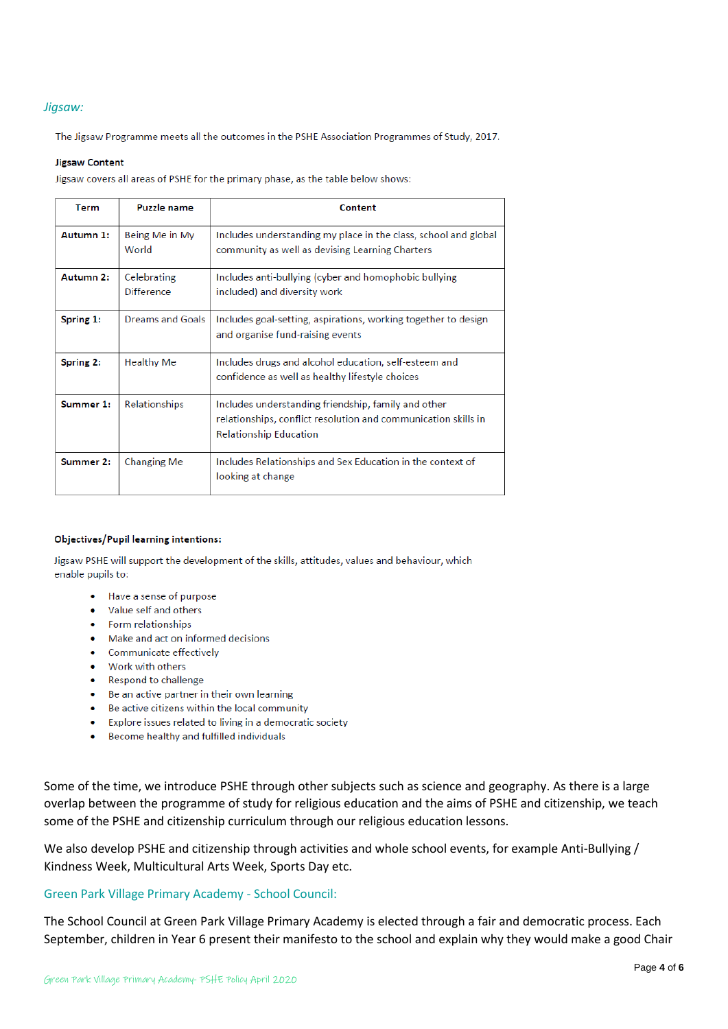### *Jigsaw:*

The Jigsaw Programme meets all the outcomes in the PSHE Association Programmes of Study, 2017.

**Jigsaw Content**

Jigsaw covers all areas of PSHE for the primary phase, as the table below shows:

| Term | Puzzle name | Content |
|---|---|---|
| **Autumn 1:** | Being Me in My World | Includes understanding my place in the class, school and global community as well as devising Learning Charters |
| **Autumn 2:** | Celebrating Difference | Includes anti-bullying (cyber and homophobic bullying included) and diversity work |
| **Spring 1:** | Dreams and Goals | Includes goal-setting, aspirations, working together to design and organise fund-raising events |
| **Spring 2:** | Healthy Me | Includes drugs and alcohol education, self-esteem and confidence as well as healthy lifestyle choices |
| **Summer 1:** | Relationships | Includes understanding friendship, family and other relationships, conflict resolution and communication skills in Relationship Education |
| **Summer 2:** | Changing Me | Includes Relationships and Sex Education in the context of looking at change |

**Objectives/Pupil learning intentions:**

Jigsaw PSHE will support the development of the skills, attitudes, values and behaviour, which enable pupils to:

- Have a sense of purpose
- Value self and others
- Form relationships
- Make and act on informed decisions
- Communicate effectively
- Work with others
- Respond to challenge
- Be an active partner in their own learning
- Be active citizens within the local community
- Explore issues related to living in a democratic society
- Become healthy and fulfilled individuals

Some of the time, we introduce PSHE through other subjects such as science and geography. As there is a large overlap between the programme of study for religious education and the aims of PSHE and citizenship, we teach some of the PSHE and citizenship curriculum through our religious education lessons.

We also develop PSHE and citizenship through activities and whole school events, for example Anti-Bullying / Kindness Week, Multicultural Arts Week, Sports Day etc.

### Green Park Village Primary Academy - School Council:

The School Council at Green Park Village Primary Academy is elected through a fair and democratic process. Each September, children in Year 6 present their manifesto to the school and explain why they would make a good Chair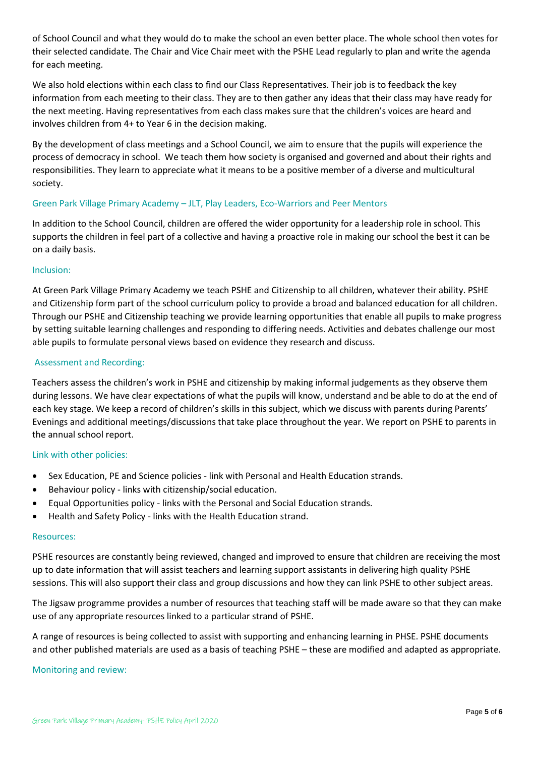of School Council and what they would do to make the school an even better place. The whole school then votes for their selected candidate. The Chair and Vice Chair meet with the PSHE Lead regularly to plan and write the agenda for each meeting.

We also hold elections within each class to find our Class Representatives. Their job is to feedback the key information from each meeting to their class. They are to then gather any ideas that their class may have ready for the next meeting. Having representatives from each class makes sure that the children's voices are heard and involves children from 4+ to Year 6 in the decision making.

By the development of class meetings and a School Council, we aim to ensure that the pupils will experience the process of democracy in school. We teach them how society is organised and governed and about their rights and responsibilities. They learn to appreciate what it means to be a positive member of a diverse and multicultural society.

### Green Park Village Primary Academy – JLT, Play Leaders, Eco-Warriors and Peer Mentors

In addition to the School Council, children are offered the wider opportunity for a leadership role in school. This supports the children in feel part of a collective and having a proactive role in making our school the best it can be on a daily basis.

### Inclusion:

At Green Park Village Primary Academy we teach PSHE and Citizenship to all children, whatever their ability. PSHE and Citizenship form part of the school curriculum policy to provide a broad and balanced education for all children. Through our PSHE and Citizenship teaching we provide learning opportunities that enable all pupils to make progress by setting suitable learning challenges and responding to differing needs. Activities and debates challenge our most able pupils to formulate personal views based on evidence they research and discuss.

### Assessment and Recording:

Teachers assess the children's work in PSHE and citizenship by making informal judgements as they observe them during lessons. We have clear expectations of what the pupils will know, understand and be able to do at the end of each key stage. We keep a record of children's skills in this subject, which we discuss with parents during Parents' Evenings and additional meetings/discussions that take place throughout the year. We report on PSHE to parents in the annual school report.

### Link with other policies:

- Sex Education, PE and Science policies - link with Personal and Health Education strands.
- Behaviour policy - links with citizenship/social education.
- Equal Opportunities policy - links with the Personal and Social Education strands.
- Health and Safety Policy - links with the Health Education strand.

### Resources:

PSHE resources are constantly being reviewed, changed and improved to ensure that children are receiving the most up to date information that will assist teachers and learning support assistants in delivering high quality PSHE sessions. This will also support their class and group discussions and how they can link PSHE to other subject areas.

The Jigsaw programme provides a number of resources that teaching staff will be made aware so that they can make use of any appropriate resources linked to a particular strand of PSHE.

A range of resources is being collected to assist with supporting and enhancing learning in PHSE. PSHE documents and other published materials are used as a basis of teaching PSHE – these are modified and adapted as appropriate.

### Monitoring and review: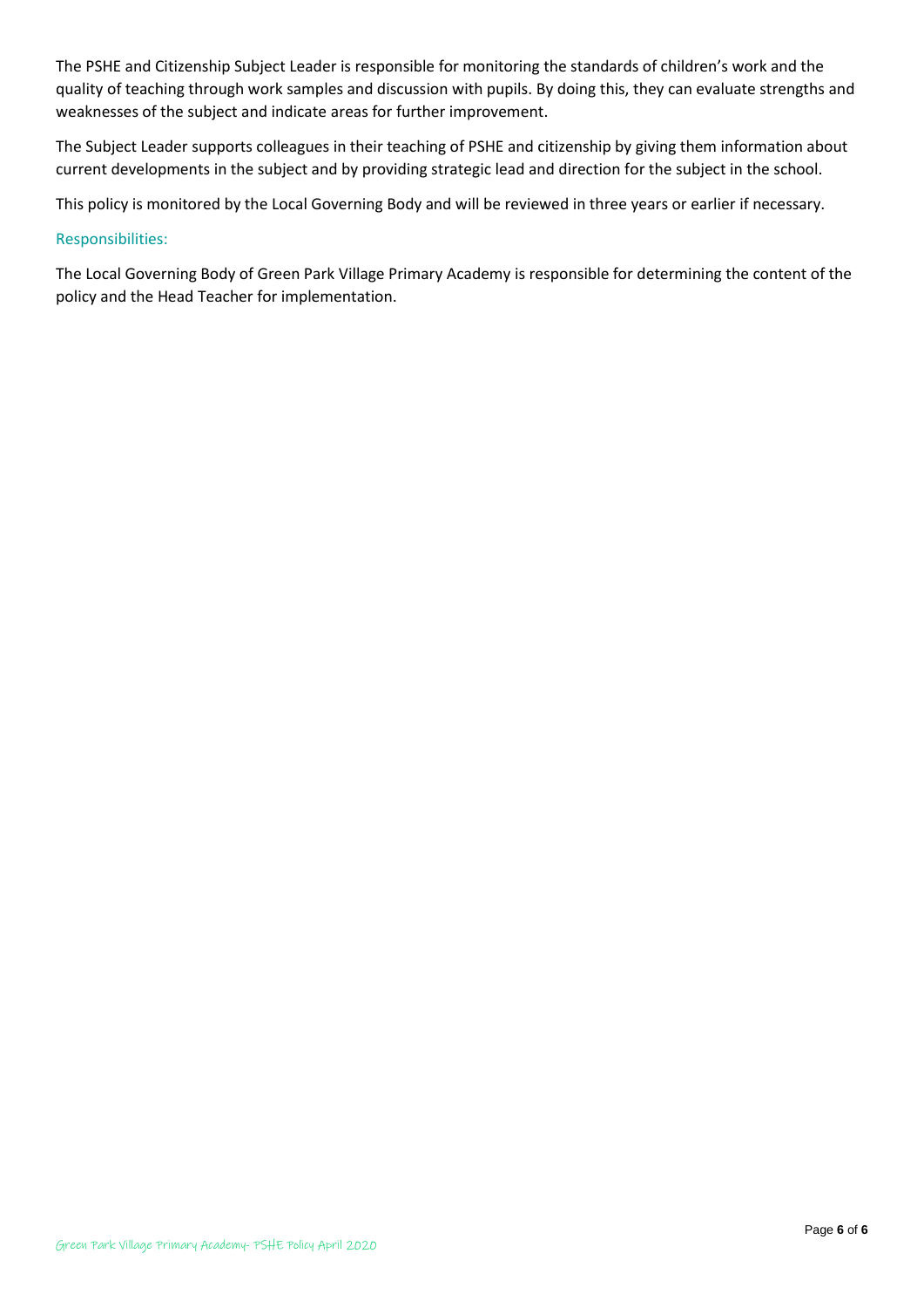The PSHE and Citizenship Subject Leader is responsible for monitoring the standards of children's work and the quality of teaching through work samples and discussion with pupils. By doing this, they can evaluate strengths and weaknesses of the subject and indicate areas for further improvement.

The Subject Leader supports colleagues in their teaching of PSHE and citizenship by giving them information about current developments in the subject and by providing strategic lead and direction for the subject in the school.

This policy is monitored by the Local Governing Body and will be reviewed in three years or earlier if necessary.

## Responsibilities:

The Local Governing Body of Green Park Village Primary Academy is responsible for determining the content of the policy and the Head Teacher for implementation.